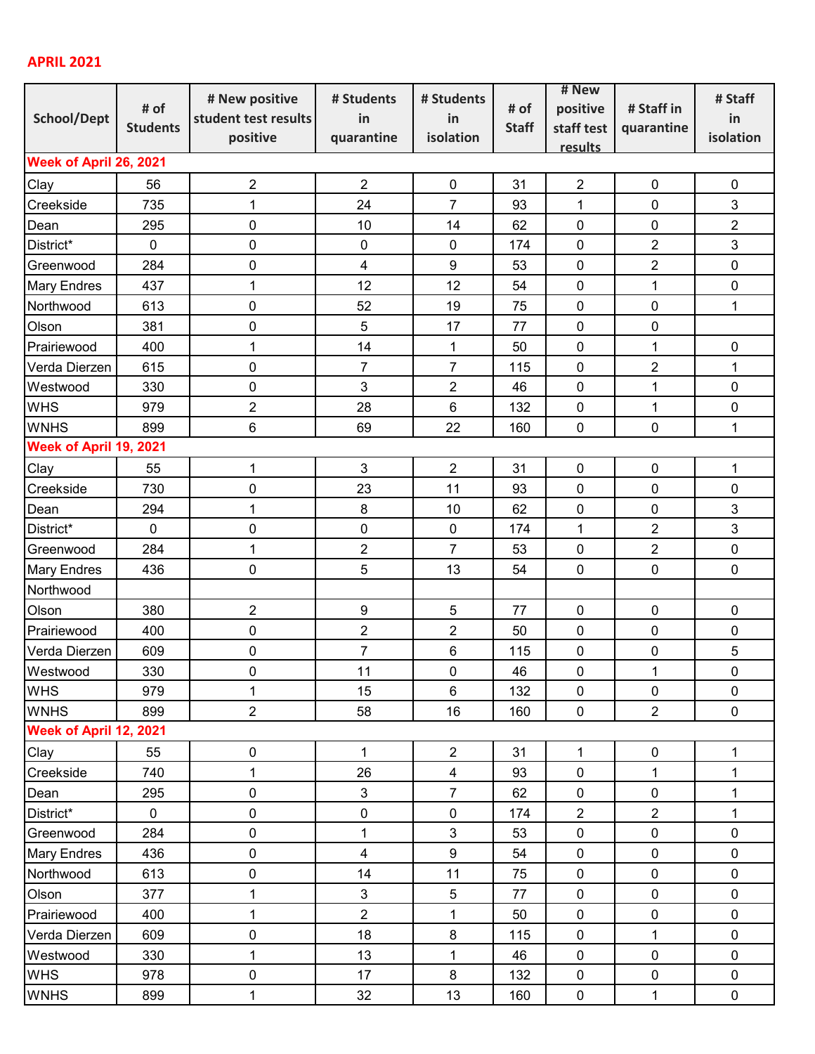**APRIL 2021**

| School/Dept | # of Students | # New positive student test results positive | # Students in quarantine | # Students in isolation | # of Staff | # New positive staff test results | # Staff in quarantine | # Staff in isolation |
|---|---|---|---|---|---|---|---|---|
| **Week of April 26, 2021** | | | | | | | | |
| Clay | 56 | 2 | 2 | 0 | 31 | 2 | 0 | 0 |
| Creekside | 735 | 1 | 24 | 7 | 93 | 1 | 0 | 3 |
| Dean | 295 | 0 | 10 | 14 | 62 | 0 | 0 | 2 |
| District* | 0 | 0 | 0 | 0 | 174 | 0 | 2 | 3 |
| Greenwood | 284 | 0 | 4 | 9 | 53 | 0 | 2 | 0 |
| Mary Endres | 437 | 1 | 12 | 12 | 54 | 0 | 1 | 0 |
| Northwood | 613 | 0 | 52 | 19 | 75 | 0 | 0 | 1 |
| Olson | 381 | 0 | 5 | 17 | 77 | 0 | 0 | |
| Prairiewood | 400 | 1 | 14 | 1 | 50 | 0 | 1 | 0 |
| Verda Dierzen | 615 | 0 | 7 | 7 | 115 | 0 | 2 | 1 |
| Westwood | 330 | 0 | 3 | 2 | 46 | 0 | 1 | 0 |
| WHS | 979 | 2 | 28 | 6 | 132 | 0 | 1 | 0 |
| WNHS | 899 | 6 | 69 | 22 | 160 | 0 | 0 | 1 |
| **Week of April 19, 2021** | | | | | | | | |
| Clay | 55 | 1 | 3 | 2 | 31 | 0 | 0 | 1 |
| Creekside | 730 | 0 | 23 | 11 | 93 | 0 | 0 | 0 |
| Dean | 294 | 1 | 8 | 10 | 62 | 0 | 0 | 3 |
| District* | 0 | 0 | 0 | 0 | 174 | 1 | 2 | 3 |
| Greenwood | 284 | 1 | 2 | 7 | 53 | 0 | 2 | 0 |
| Mary Endres | 436 | 0 | 5 | 13 | 54 | 0 | 0 | 0 |
| Northwood | | | | | | | | |
| Olson | 380 | 2 | 9 | 5 | 77 | 0 | 0 | 0 |
| Prairiewood | 400 | 0 | 2 | 2 | 50 | 0 | 0 | 0 |
| Verda Dierzen | 609 | 0 | 7 | 6 | 115 | 0 | 0 | 5 |
| Westwood | 330 | 0 | 11 | 0 | 46 | 0 | 1 | 0 |
| WHS | 979 | 1 | 15 | 6 | 132 | 0 | 0 | 0 |
| WNHS | 899 | 2 | 58 | 16 | 160 | 0 | 2 | 0 |
| **Week of April 12, 2021** | | | | | | | | |
| Clay | 55 | 0 | 1 | 2 | 31 | 1 | 0 | 1 |
| Creekside | 740 | 1 | 26 | 4 | 93 | 0 | 1 | 1 |
| Dean | 295 | 0 | 3 | 7 | 62 | 0 | 0 | 1 |
| District* | 0 | 0 | 0 | 0 | 174 | 2 | 2 | 1 |
| Greenwood | 284 | 0 | 1 | 3 | 53 | 0 | 0 | 0 |
| Mary Endres | 436 | 0 | 4 | 9 | 54 | 0 | 0 | 0 |
| Northwood | 613 | 0 | 14 | 11 | 75 | 0 | 0 | 0 |
| Olson | 377 | 1 | 3 | 5 | 77 | 0 | 0 | 0 |
| Prairiewood | 400 | 1 | 2 | 1 | 50 | 0 | 0 | 0 |
| Verda Dierzen | 609 | 0 | 18 | 8 | 115 | 0 | 1 | 0 |
| Westwood | 330 | 1 | 13 | 1 | 46 | 0 | 0 | 0 |
| WHS | 978 | 0 | 17 | 8 | 132 | 0 | 0 | 0 |
| WNHS | 899 | 1 | 32 | 13 | 160 | 0 | 1 | 0 |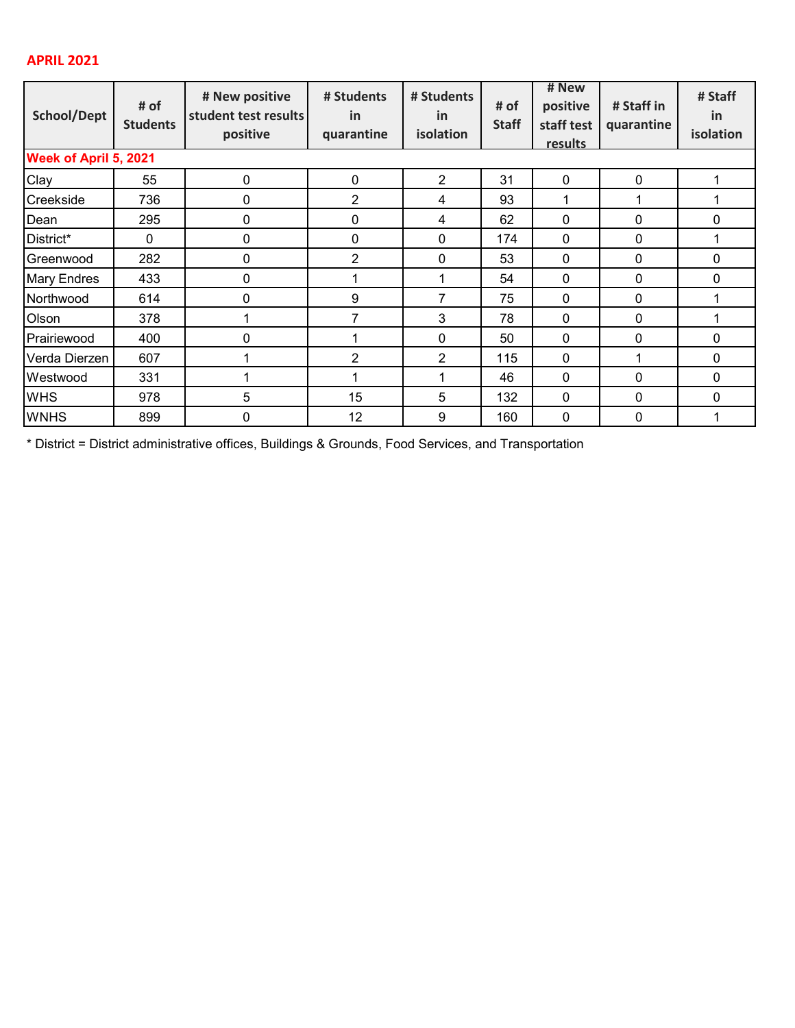**APRIL 2021**

| School/Dept | # of Students | # New positive student test results positive | # Students in quarantine | # Students in isolation | # of Staff | # New positive staff test results | # Staff in quarantine | # Staff in isolation |
|---|---|---|---|---|---|---|---|---|
| **Week of April 5, 2021** | | | | | | | | |
| Clay | 55 | 0 | 0 | 2 | 31 | 0 | 0 | 1 |
| Creekside | 736 | 0 | 2 | 4 | 93 | 1 | 1 | 1 |
| Dean | 295 | 0 | 0 | 4 | 62 | 0 | 0 | 0 |
| District* | 0 | 0 | 0 | 0 | 174 | 0 | 0 | 1 |
| Greenwood | 282 | 0 | 2 | 0 | 53 | 0 | 0 | 0 |
| Mary Endres | 433 | 0 | 1 | 1 | 54 | 0 | 0 | 0 |
| Northwood | 614 | 0 | 9 | 7 | 75 | 0 | 0 | 1 |
| Olson | 378 | 1 | 7 | 3 | 78 | 0 | 0 | 1 |
| Prairiewood | 400 | 0 | 1 | 0 | 50 | 0 | 0 | 0 |
| Verda Dierzen | 607 | 1 | 2 | 2 | 115 | 0 | 1 | 0 |
| Westwood | 331 | 1 | 1 | 1 | 46 | 0 | 0 | 0 |
| WHS | 978 | 5 | 15 | 5 | 132 | 0 | 0 | 0 |
| WNHS | 899 | 0 | 12 | 9 | 160 | 0 | 0 | 1 |

* District = District administrative offices, Buildings & Grounds, Food Services, and Transportation